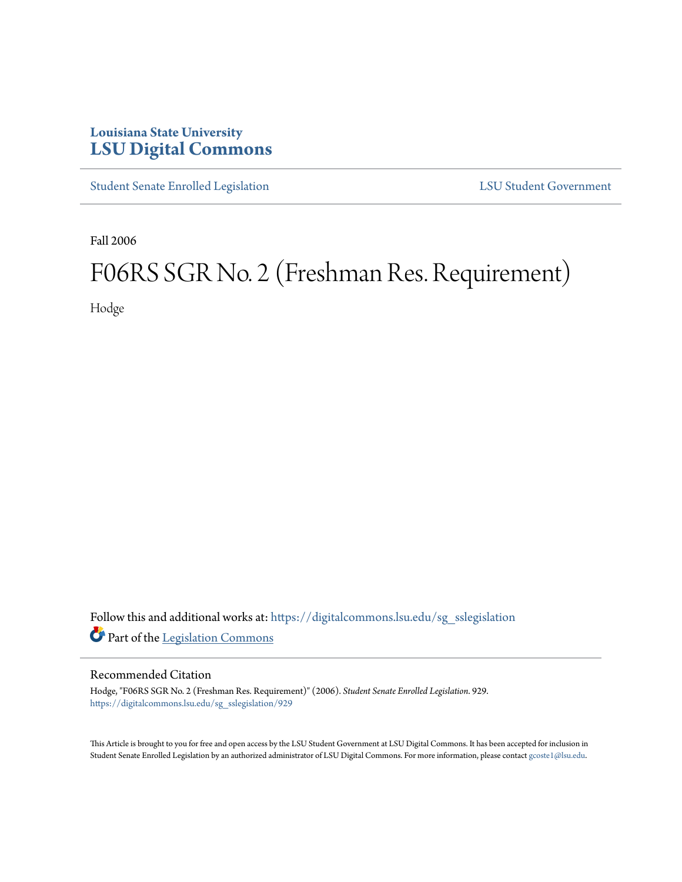Louisiana State University
# LSU Digital Commons

Student Senate Enrolled Legislation | LSU Student Government

Fall 2006

# F06RS SGR No. 2 (Freshman Res. Requirement)

Hodge

Follow this and additional works at: https://digitalcommons.lsu.edu/sg_sslegislation

Part of the Legislation Commons

## Recommended Citation

Hodge, "F06RS SGR No. 2 (Freshman Res. Requirement)" (2006). *Student Senate Enrolled Legislation*. 929.
https://digitalcommons.lsu.edu/sg_sslegislation/929

This Article is brought to you for free and open access by the LSU Student Government at LSU Digital Commons. It has been accepted for inclusion in Student Senate Enrolled Legislation by an authorized administrator of LSU Digital Commons. For more information, please contact gcoste1@lsu.edu.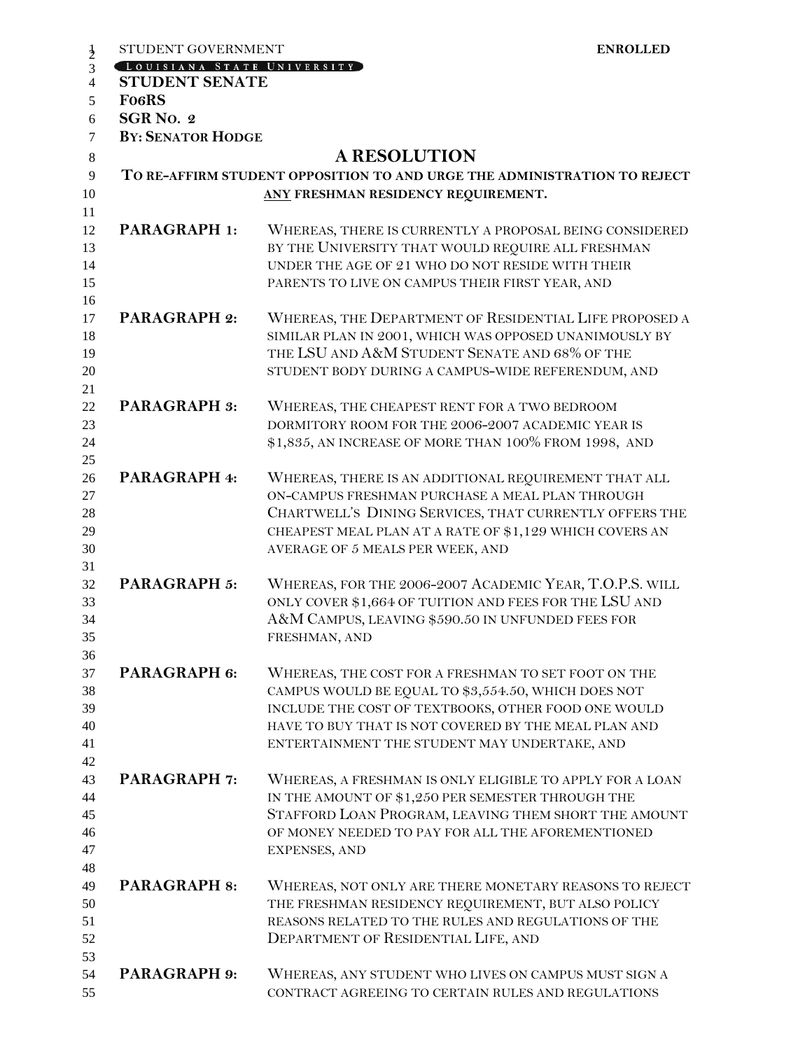STUDENT GOVERNMENT **ENROLLED**

LOUISIANA STATE UNIVERSITY

**STUDENT SENATE**

**F06RS**

**SGR NO. 2**

**BY: SENATOR HODGE**

## A RESOLUTION

**TO RE-AFFIRM STUDENT OPPOSITION TO AND URGE THE ADMINISTRATION TO REJECT <u>ANY</u> FRESHMAN RESIDENCY REQUIREMENT.**

**PARAGRAPH 1:** WHEREAS, THERE IS CURRENTLY A PROPOSAL BEING CONSIDERED BY THE UNIVERSITY THAT WOULD REQUIRE ALL FRESHMAN UNDER THE AGE OF 21 WHO DO NOT RESIDE WITH THEIR PARENTS TO LIVE ON CAMPUS THEIR FIRST YEAR, AND

**PARAGRAPH 2:** WHEREAS, THE DEPARTMENT OF RESIDENTIAL LIFE PROPOSED A SIMILAR PLAN IN 2001, WHICH WAS OPPOSED UNANIMOUSLY BY THE LSU AND A&M STUDENT SENATE AND 68% OF THE STUDENT BODY DURING A CAMPUS-WIDE REFERENDUM, AND

**PARAGRAPH 3:** WHEREAS, THE CHEAPEST RENT FOR A TWO BEDROOM DORMITORY ROOM FOR THE 2006-2007 ACADEMIC YEAR IS $1,835, AN INCREASE OF MORE THAN 100% FROM 1998, AND

**PARAGRAPH 4:** WHEREAS, THERE IS AN ADDITIONAL REQUIREMENT THAT ALL ON-CAMPUS FRESHMAN PURCHASE A MEAL PLAN THROUGH CHARTWELL'S DINING SERVICES, THAT CURRENTLY OFFERS THE CHEAPEST MEAL PLAN AT A RATE OF $1,129 WHICH COVERS AN AVERAGE OF 5 MEALS PER WEEK, AND

**PARAGRAPH 5:** WHEREAS, FOR THE 2006-2007 ACADEMIC YEAR, T.O.P.S. WILL ONLY COVER $1,664 OF TUITION AND FEES FOR THE LSU AND A&M CAMPUS, LEAVING $590.50 IN UNFUNDED FEES FOR FRESHMAN, AND

**PARAGRAPH 6:** WHEREAS, THE COST FOR A FRESHMAN TO SET FOOT ON THE CAMPUS WOULD BE EQUAL TO $3,554.50, WHICH DOES NOT INCLUDE THE COST OF TEXTBOOKS, OTHER FOOD ONE WOULD HAVE TO BUY THAT IS NOT COVERED BY THE MEAL PLAN AND ENTERTAINMENT THE STUDENT MAY UNDERTAKE, AND

**PARAGRAPH 7:** WHEREAS, A FRESHMAN IS ONLY ELIGIBLE TO APPLY FOR A LOAN IN THE AMOUNT OF $1,250 PER SEMESTER THROUGH THE STAFFORD LOAN PROGRAM, LEAVING THEM SHORT THE AMOUNT OF MONEY NEEDED TO PAY FOR ALL THE AFOREMENTIONED EXPENSES, AND

**PARAGRAPH 8:** WHEREAS, NOT ONLY ARE THERE MONETARY REASONS TO REJECT THE FRESHMAN RESIDENCY REQUIREMENT, BUT ALSO POLICY REASONS RELATED TO THE RULES AND REGULATIONS OF THE DEPARTMENT OF RESIDENTIAL LIFE, AND

**PARAGRAPH 9:** WHEREAS, ANY STUDENT WHO LIVES ON CAMPUS MUST SIGN A CONTRACT AGREEING TO CERTAIN RULES AND REGULATIONS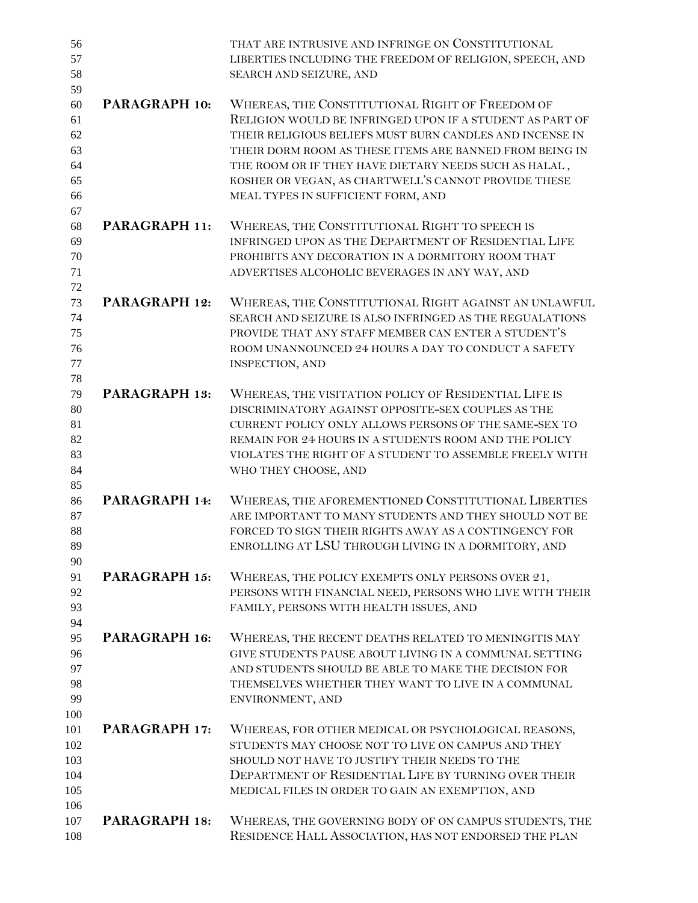that are intrusive and infringe on Constitutional liberties including the freedom of religion, speech, and search and seizure, and

**PARAGRAPH 10:** Whereas, the Constitutional Right of Freedom of Religion would be infringed upon if a student as part of their religious beliefs must burn candles and incense in their dorm room as these items are banned from being in the room or if they have dietary needs such as halal , kosher or vegan, as Chartwell's cannot provide these meal types in sufficient form, and

**PARAGRAPH 11:** Whereas, the Constitutional Right to speech is infringed upon as the Department of Residential Life prohibits any decoration in a dormitory room that advertises alcoholic beverages in any way, and

**PARAGRAPH 12:** Whereas, the Constitutional Right against an unlawful search and seizure is also infringed as the regualations provide that any staff member can enter a student's room unannounced 24 hours a day to conduct a safety inspection, and

**PARAGRAPH 13:** Whereas, the visitation policy of Residential Life is discriminatory against opposite-sex couples as the current policy only allows persons of the same-sex to remain for 24 hours in a students room and the policy violates the right of a student to assemble freely with who they choose, and

**PARAGRAPH 14:** Whereas, the aforementioned Constitutional Liberties are important to many students and they should not be forced to sign their rights away as a contingency for enrolling at LSU through living in a dormitory, and

**PARAGRAPH 15:** Whereas, the policy exempts only persons over 21, persons with financial need, persons who live with their family, persons with health issues, and

**PARAGRAPH 16:** Whereas, the recent deaths related to meningitis may give students pause about living in a communal setting and students should be able to make the decision for themselves whether they want to live in a communal environment, and

**PARAGRAPH 17:** Whereas, for other medical or psychological reasons, students may choose not to live on campus and they should not have to justify their needs to the Department of Residential Life by turning over their medical files in order to gain an exemption, and

**PARAGRAPH 18:** Whereas, the governing body of on campus students, the Residence Hall Association, has not endorsed the plan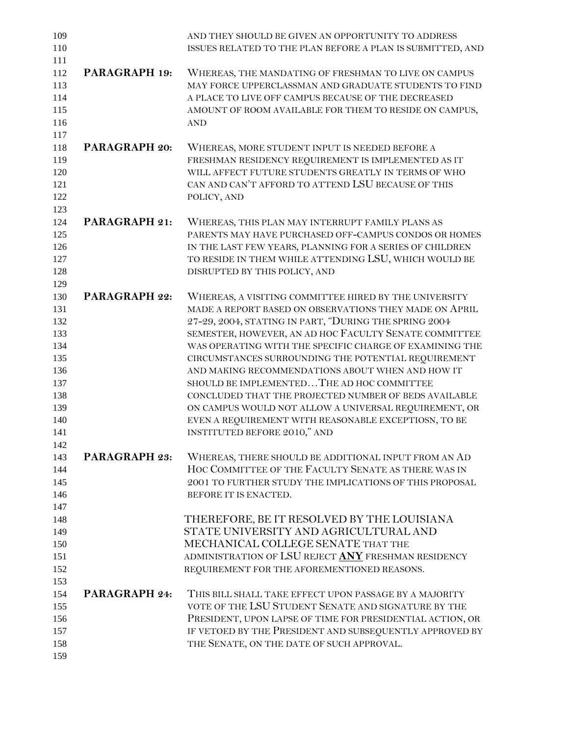AND THEY SHOULD BE GIVEN AN OPPORTUNITY TO ADDRESS ISSUES RELATED TO THE PLAN BEFORE A PLAN IS SUBMITTED, AND

**PARAGRAPH 19:** WHEREAS, THE MANDATING OF FRESHMAN TO LIVE ON CAMPUS MAY FORCE UPPERCLASSMAN AND GRADUATE STUDENTS TO FIND A PLACE TO LIVE OFF CAMPUS BECAUSE OF THE DECREASED AMOUNT OF ROOM AVAILABLE FOR THEM TO RESIDE ON CAMPUS, AND

**PARAGRAPH 20:** WHEREAS, MORE STUDENT INPUT IS NEEDED BEFORE A FRESHMAN RESIDENCY REQUIREMENT IS IMPLEMENTED AS IT WILL AFFECT FUTURE STUDENTS GREATLY IN TERMS OF WHO CAN AND CAN'T AFFORD TO ATTEND LSU BECAUSE OF THIS POLICY, AND

**PARAGRAPH 21:** WHEREAS, THIS PLAN MAY INTERRUPT FAMILY PLANS AS PARENTS MAY HAVE PURCHASED OFF-CAMPUS CONDOS OR HOMES IN THE LAST FEW YEARS, PLANNING FOR A SERIES OF CHILDREN TO RESIDE IN THEM WHILE ATTENDING LSU, WHICH WOULD BE DISRUPTED BY THIS POLICY, AND

**PARAGRAPH 22:** WHEREAS, A VISITING COMMITTEE HIRED BY THE UNIVERSITY MADE A REPORT BASED ON OBSERVATIONS THEY MADE ON APRIL 27-29, 2004, STATING IN PART, "DURING THE SPRING 2004 SEMESTER, HOWEVER, AN AD HOC FACULTY SENATE COMMITTEE WAS OPERATING WITH THE SPECIFIC CHARGE OF EXAMINING THE CIRCUMSTANCES SURROUNDING THE POTENTIAL REQUIREMENT AND MAKING RECOMMENDATIONS ABOUT WHEN AND HOW IT SHOULD BE IMPLEMENTED…THE AD HOC COMMITTEE CONCLUDED THAT THE PROJECTED NUMBER OF BEDS AVAILABLE ON CAMPUS WOULD NOT ALLOW A UNIVERSAL REQUIREMENT, OR EVEN A REQUIREMENT WITH REASONABLE EXCEPTIOSN, TO BE INSTITUTED BEFORE 2010," AND

**PARAGRAPH 23:** WHEREAS, THERE SHOULD BE ADDITIONAL INPUT FROM AN AD HOC COMMITTEE OF THE FACULTY SENATE AS THERE WAS IN 2001 TO FURTHER STUDY THE IMPLICATIONS OF THIS PROPOSAL BEFORE IT IS ENACTED.

THEREFORE, BE IT RESOLVED BY THE LOUISIANA STATE UNIVERSITY AND AGRICULTURAL AND MECHANICAL COLLEGE SENATE THAT THE ADMINISTRATION OF LSU REJECT **ANY** FRESHMAN RESIDENCY REQUIREMENT FOR THE AFOREMENTIONED REASONS.

**PARAGRAPH 24:** THIS BILL SHALL TAKE EFFECT UPON PASSAGE BY A MAJORITY VOTE OF THE LSU STUDENT SENATE AND SIGNATURE BY THE PRESIDENT, UPON LAPSE OF TIME FOR PRESIDENTIAL ACTION, OR IF VETOED BY THE PRESIDENT AND SUBSEQUENTLY APPROVED BY THE SENATE, ON THE DATE OF SUCH APPROVAL.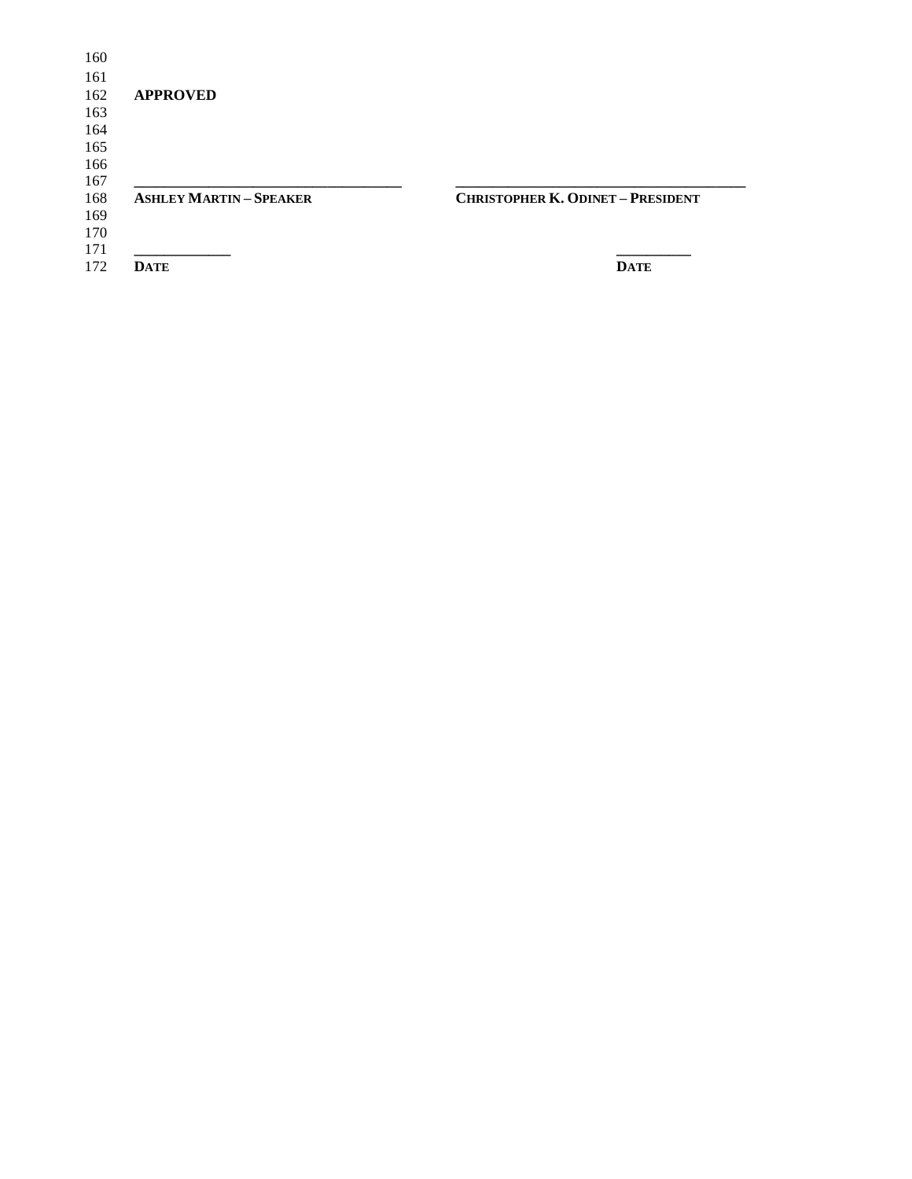**APPROVED**

\_\_\_\_\_\_\_\_\_\_\_\_\_\_\_\_\_\_\_\_\_\_\_\_\_\_\_\_\_\_\_\_\_\_\_\_\_\_
**ASHLEY MARTIN – SPEAKER**

\_\_\_\_\_\_\_\_\_\_\_\_\_\_
**DATE**

\_\_\_\_\_\_\_\_\_\_\_\_\_\_\_\_\_\_\_\_\_\_\_\_\_\_\_\_\_\_\_\_\_\_\_\_\_\_\_\_\_
**CHRISTOPHER K. ODINET – PRESIDENT**

\_\_\_\_\_\_\_\_\_\_\_
**DATE**